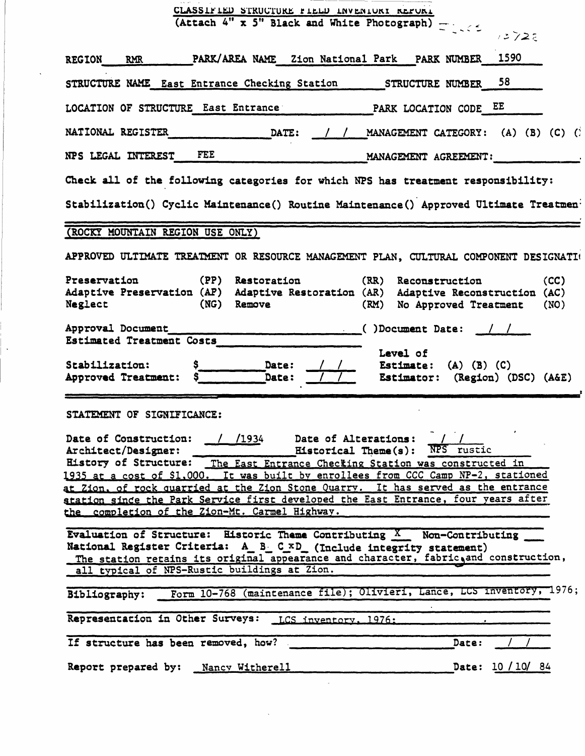# CLASSIFIED STRUCTURE FIELD INVENTORY REPORT

(Attach 4" x 5" Black and White Photograph)

12722

REGION RMR PARK/AREA NAME Zion National Park PARK NUMBER 1590

STRUCTURE NAME East Entrance Checking Station STRUCTURE NUMBER 58

LOCATION OF STRUCTURE East Entrance PARK LOCATION CODE EE

NATIONAL REGISTER \_\_\_\_\_\_ DATE: / / MANAGEMENT CATEGORY: (A) (B) (C) (

NPS LEGAL INTEREST FEE MANAGEMENT AGREEMENT: \_\_\_\_\_\_

Check all of the following categories for which NPS has treatment responsibility:

Stabilization() Cyclic Maintenance() Routine Maintenance() Approved Ultimate Treatmen

---

(ROCKY MOUNTAIN REGION USE ONLY)

APPROVED ULTIMATE TREATMENT OR RESOURCE MANAGEMENT PLAN, CULTURAL COMPONENT DESIGNATI

| | | | | | |
|---|---|---|---|---|---|
| Preservation | (PP) | Restoration | (RR) | Reconstruction | (CC) |
| Adaptive Preservation | (AP) | Adaptive Restoration | (AR) | Adaptive Reconstruction | (AC) |
| Neglect | (NG) | Remove | (RM) | No Approved Treatment | (NO) |

Approval Document \_\_\_\_\_\_ ( )Document Date: / /

Estimated Treatment Costs \_\_\_\_\_\_

Stabilization: $\_\_\_\_ Date: / / Level of Estimate: (A) (B) (C)

Approved Treatment: $\_\_\_\_ Date: / / Estimator: (Region) (DSC) (A&E)

---

STATEMENT OF SIGNIFICANCE:

Date of Construction: / /1934 Date of Alterations: / /

Architect/Designer: \_\_\_\_\_\_ Historical Theme(s): NPS rustic

History of Structure: The East Entrance Checking Station was constructed in 1935 at a cost of $1,000. It was built by enrollees from CCC Camp NP-2, stationed at Zion, of rock quarried at the Zion Stone Quarry. It has served as the entrance station since the Park Service first developed the East Entrance, four years after the completion of the Zion-Mt. Carmel Highway.

Evaluation of Structure: Historic Theme Contributing X Non-Contributing \_\_\_

National Register Criteria: A\_ B\_ C x D\_ (Include integrity statement)

The station retains its original appearance and character, fabric, and construction, all typical of NPS-Rustic buildings at Zion.

Bibliography: Form 10-768 (maintenance file); Olivieri, Lance, LCS inventory, 1976;

Representation in Other Surveys: LCS inventory, 1976;

If structure has been removed, how? \_\_\_\_\_\_ Date: / /

Report prepared by: Nancy Witherell Date: 10 /10/ 84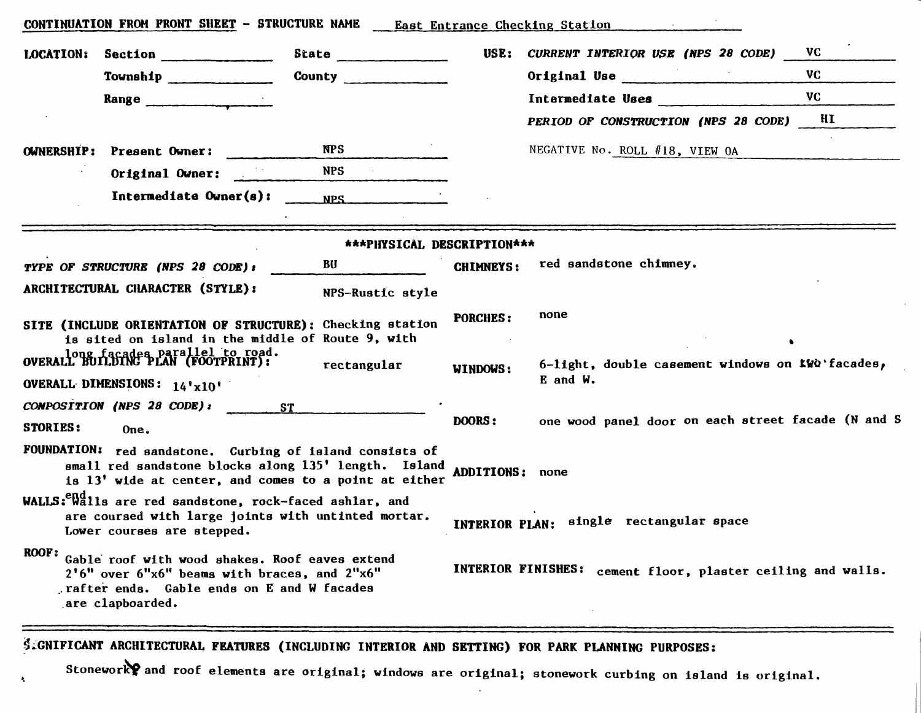**CONTINUATION FROM FRONT SHEET - STRUCTURE NAME** East Entrance Checking Station

**LOCATION:** Section ____ State ____
Township ____ County ____
Range ____

**USE:** *CURRENT INTERIOR USE (NPS 28 CODE)* VC
Original Use VC
Intermediate Uses VC
*PERIOD OF CONSTRUCTION (NPS 28 CODE)* HI

**OWNERSHIP:** Present Owner: NPS
Original Owner: NPS
Intermediate Owner(s): NPS

NEGATIVE No. ROLL #18, VIEW 0A

## \*\*\*PHYSICAL DESCRIPTION\*\*\*

*TYPE OF STRUCTURE (NPS 28 CODE):* BU

**ARCHITECTURAL CHARACTER (STYLE):** NPS-Rustic style

**SITE (INCLUDE ORIENTATION OF STRUCTURE):** Checking station is sited on island in the middle of Route 9, with long facades parallel to road.

**OVERALL BUILDING PLAN (FOOTPRINT):** rectangular

**OVERALL DIMENSIONS:** 14'x10'

*COMPOSITION (NPS 28 CODE):* ST

**STORIES:** One.

**FOUNDATION:** red sandstone. Curbing of island consists of small red sandstone blocks along 135' length. Island is 13' wide at center, and comes to a point at either end.

**WALLS:** Walls are red sandstone, rock-faced ashlar, and are coursed with large joints with untinted mortar. Lower courses are stepped.

**ROOF:** Gable roof with wood shakes. Roof eaves extend 2'6" over 6"x6" beams with braces, and 2"x6" rafter ends. Gable ends on E and W facades are clapboarded.

**CHIMNEYS:** red sandstone chimney.

**PORCHES:** none

**WINDOWS:** 6-light, double casement windows on two facades, E and W.

**DOORS:** one wood panel door on each street facade (N and S

**ADDITIONS:** none

**INTERIOR PLAN:** single rectangular space

**INTERIOR FINISHES:** cement floor, plaster ceiling and walls.

**SIGNIFICANT ARCHITECTURAL FEATURES (INCLUDING INTERIOR AND SETTING) FOR PARK PLANNING PURPOSES:**

Stonework and roof elements are original; windows are original; stonework curbing on island is original.